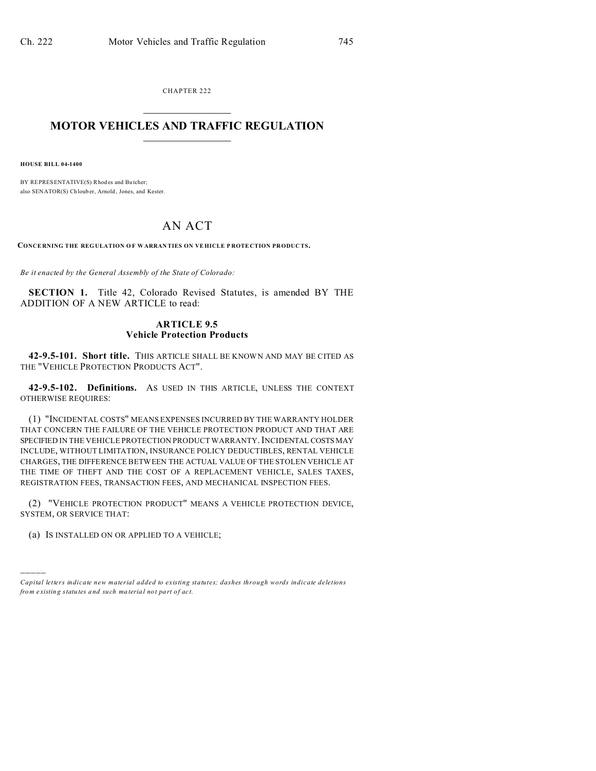CHAPTER 222

# MOTOR VEHICLES AND TRAFFIC REGULATION

**HOUSE BILL 04-1400**

BY REPRESENTATIVE(S) Rhodes and Butcher;
also SENATOR(S) Chlouber, Arnold, Jones, and Kester.

# AN ACT

**CONCERNING THE REGULATION OF WARRANTIES ON VEHICLE PROTECTION PRODUCTS.**

*Be it enacted by the General Assembly of the State of Colorado:*

**SECTION 1.** Title 42, Colorado Revised Statutes, is amended BY THE ADDITION OF A NEW ARTICLE to read:

## ARTICLE 9.5
## Vehicle Protection Products

**42-9.5-101. Short title.** THIS ARTICLE SHALL BE KNOWN AND MAY BE CITED AS THE "VEHICLE PROTECTION PRODUCTS ACT".

**42-9.5-102. Definitions.** AS USED IN THIS ARTICLE, UNLESS THE CONTEXT OTHERWISE REQUIRES:

(1) "INCIDENTAL COSTS" MEANS EXPENSES INCURRED BY THE WARRANTY HOLDER THAT CONCERN THE FAILURE OF THE VEHICLE PROTECTION PRODUCT AND THAT ARE SPECIFIED IN THE VEHICLE PROTECTION PRODUCT WARRANTY. INCIDENTAL COSTS MAY INCLUDE, WITHOUT LIMITATION, INSURANCE POLICY DEDUCTIBLES, RENTAL VEHICLE CHARGES, THE DIFFERENCE BETWEEN THE ACTUAL VALUE OF THE STOLEN VEHICLE AT THE TIME OF THEFT AND THE COST OF A REPLACEMENT VEHICLE, SALES TAXES, REGISTRATION FEES, TRANSACTION FEES, AND MECHANICAL INSPECTION FEES.

(2) "VEHICLE PROTECTION PRODUCT" MEANS A VEHICLE PROTECTION DEVICE, SYSTEM, OR SERVICE THAT:

(a) IS INSTALLED ON OR APPLIED TO A VEHICLE;

*Capital letters indicate new material added to existing statutes; dashes through words indicate deletions from existing statutes and such material not part of act.*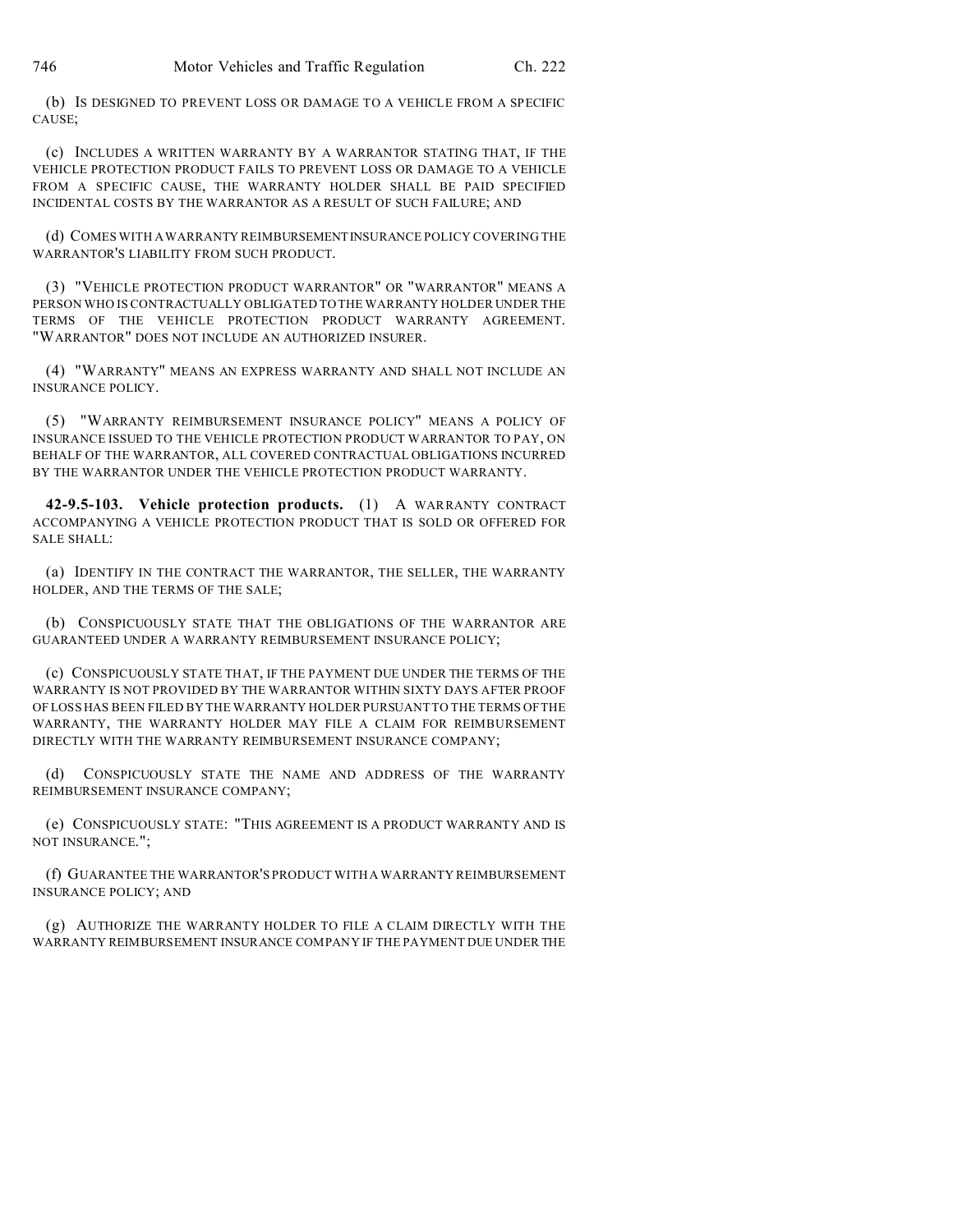(b) IS DESIGNED TO PREVENT LOSS OR DAMAGE TO A VEHICLE FROM A SPECIFIC CAUSE;

(c) INCLUDES A WRITTEN WARRANTY BY A WARRANTOR STATING THAT, IF THE VEHICLE PROTECTION PRODUCT FAILS TO PREVENT LOSS OR DAMAGE TO A VEHICLE FROM A SPECIFIC CAUSE, THE WARRANTY HOLDER SHALL BE PAID SPECIFIED INCIDENTAL COSTS BY THE WARRANTOR AS A RESULT OF SUCH FAILURE; AND

(d) COMES WITH A WARRANTY REIMBURSEMENT INSURANCE POLICY COVERING THE WARRANTOR'S LIABILITY FROM SUCH PRODUCT.

(3) "VEHICLE PROTECTION PRODUCT WARRANTOR" OR "WARRANTOR" MEANS A PERSON WHO IS CONTRACTUALLY OBLIGATED TO THE WARRANTY HOLDER UNDER THE TERMS OF THE VEHICLE PROTECTION PRODUCT WARRANTY AGREEMENT. "WARRANTOR" DOES NOT INCLUDE AN AUTHORIZED INSURER.

(4) "WARRANTY" MEANS AN EXPRESS WARRANTY AND SHALL NOT INCLUDE AN INSURANCE POLICY.

(5) "WARRANTY REIMBURSEMENT INSURANCE POLICY" MEANS A POLICY OF INSURANCE ISSUED TO THE VEHICLE PROTECTION PRODUCT WARRANTOR TO PAY, ON BEHALF OF THE WARRANTOR, ALL COVERED CONTRACTUAL OBLIGATIONS INCURRED BY THE WARRANTOR UNDER THE VEHICLE PROTECTION PRODUCT WARRANTY.

**42-9.5-103. Vehicle protection products.** (1) A WARRANTY CONTRACT ACCOMPANYING A VEHICLE PROTECTION PRODUCT THAT IS SOLD OR OFFERED FOR SALE SHALL:

(a) IDENTIFY IN THE CONTRACT THE WARRANTOR, THE SELLER, THE WARRANTY HOLDER, AND THE TERMS OF THE SALE;

(b) CONSPICUOUSLY STATE THAT THE OBLIGATIONS OF THE WARRANTOR ARE GUARANTEED UNDER A WARRANTY REIMBURSEMENT INSURANCE POLICY;

(c) CONSPICUOUSLY STATE THAT, IF THE PAYMENT DUE UNDER THE TERMS OF THE WARRANTY IS NOT PROVIDED BY THE WARRANTOR WITHIN SIXTY DAYS AFTER PROOF OF LOSS HAS BEEN FILED BY THE WARRANTY HOLDER PURSUANT TO THE TERMS OF THE WARRANTY, THE WARRANTY HOLDER MAY FILE A CLAIM FOR REIMBURSEMENT DIRECTLY WITH THE WARRANTY REIMBURSEMENT INSURANCE COMPANY;

(d) CONSPICUOUSLY STATE THE NAME AND ADDRESS OF THE WARRANTY REIMBURSEMENT INSURANCE COMPANY;

(e) CONSPICUOUSLY STATE: "THIS AGREEMENT IS A PRODUCT WARRANTY AND IS NOT INSURANCE.";

(f) GUARANTEE THE WARRANTOR'S PRODUCT WITH A WARRANTY REIMBURSEMENT INSURANCE POLICY; AND

(g) AUTHORIZE THE WARRANTY HOLDER TO FILE A CLAIM DIRECTLY WITH THE WARRANTY REIMBURSEMENT INSURANCE COMPANY IF THE PAYMENT DUE UNDER THE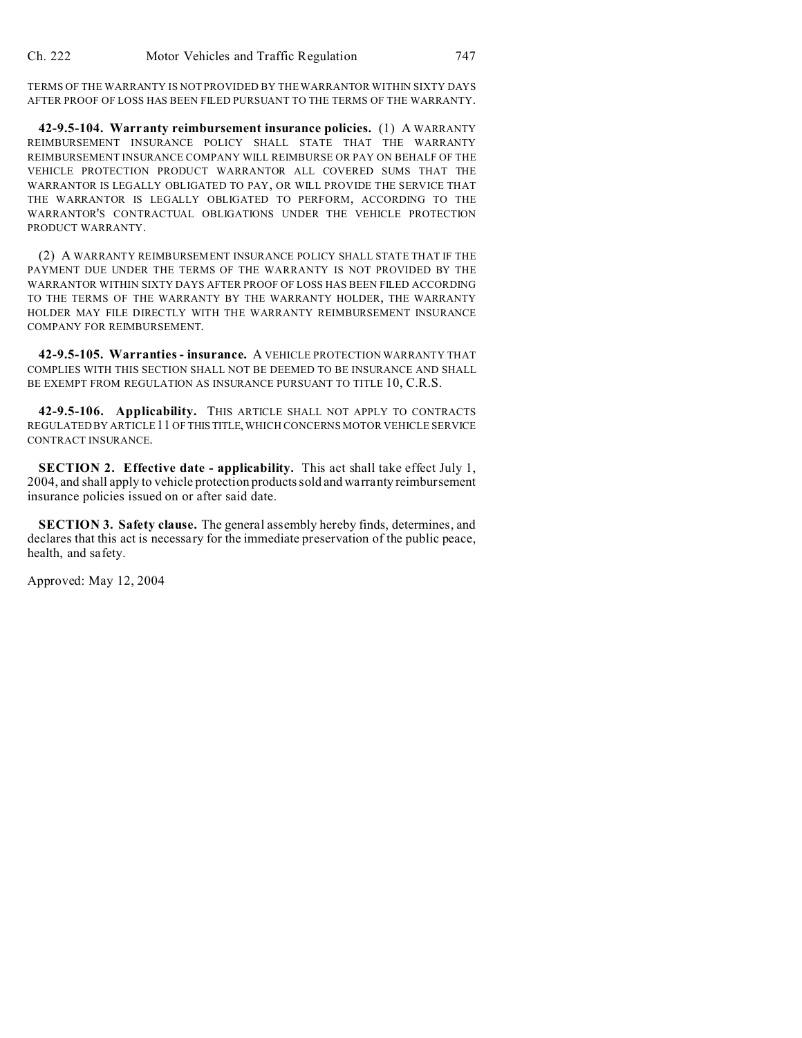TERMS OF THE WARRANTY IS NOT PROVIDED BY THE WARRANTOR WITHIN SIXTY DAYS AFTER PROOF OF LOSS HAS BEEN FILED PURSUANT TO THE TERMS OF THE WARRANTY.

**42-9.5-104. Warranty reimbursement insurance policies.** (1) A WARRANTY REIMBURSEMENT INSURANCE POLICY SHALL STATE THAT THE WARRANTY REIMBURSEMENT INSURANCE COMPANY WILL REIMBURSE OR PAY ON BEHALF OF THE VEHICLE PROTECTION PRODUCT WARRANTOR ALL COVERED SUMS THAT THE WARRANTOR IS LEGALLY OBLIGATED TO PAY, OR WILL PROVIDE THE SERVICE THAT THE WARRANTOR IS LEGALLY OBLIGATED TO PERFORM, ACCORDING TO THE WARRANTOR'S CONTRACTUAL OBLIGATIONS UNDER THE VEHICLE PROTECTION PRODUCT WARRANTY.

(2) A WARRANTY REIMBURSEMENT INSURANCE POLICY SHALL STATE THAT IF THE PAYMENT DUE UNDER THE TERMS OF THE WARRANTY IS NOT PROVIDED BY THE WARRANTOR WITHIN SIXTY DAYS AFTER PROOF OF LOSS HAS BEEN FILED ACCORDING TO THE TERMS OF THE WARRANTY BY THE WARRANTY HOLDER, THE WARRANTY HOLDER MAY FILE DIRECTLY WITH THE WARRANTY REIMBURSEMENT INSURANCE COMPANY FOR REIMBURSEMENT.

**42-9.5-105. Warranties - insurance.** A VEHICLE PROTECTION WARRANTY THAT COMPLIES WITH THIS SECTION SHALL NOT BE DEEMED TO BE INSURANCE AND SHALL BE EXEMPT FROM REGULATION AS INSURANCE PURSUANT TO TITLE 10, C.R.S.

**42-9.5-106. Applicability.** THIS ARTICLE SHALL NOT APPLY TO CONTRACTS REGULATED BY ARTICLE 11 OF THIS TITLE, WHICH CONCERNS MOTOR VEHICLE SERVICE CONTRACT INSURANCE.

**SECTION 2. Effective date - applicability.** This act shall take effect July 1, 2004, and shall apply to vehicle protection products sold and warranty reimbursement insurance policies issued on or after said date.

**SECTION 3. Safety clause.** The general assembly hereby finds, determines, and declares that this act is necessary for the immediate preservation of the public peace, health, and safety.

Approved: May 12, 2004